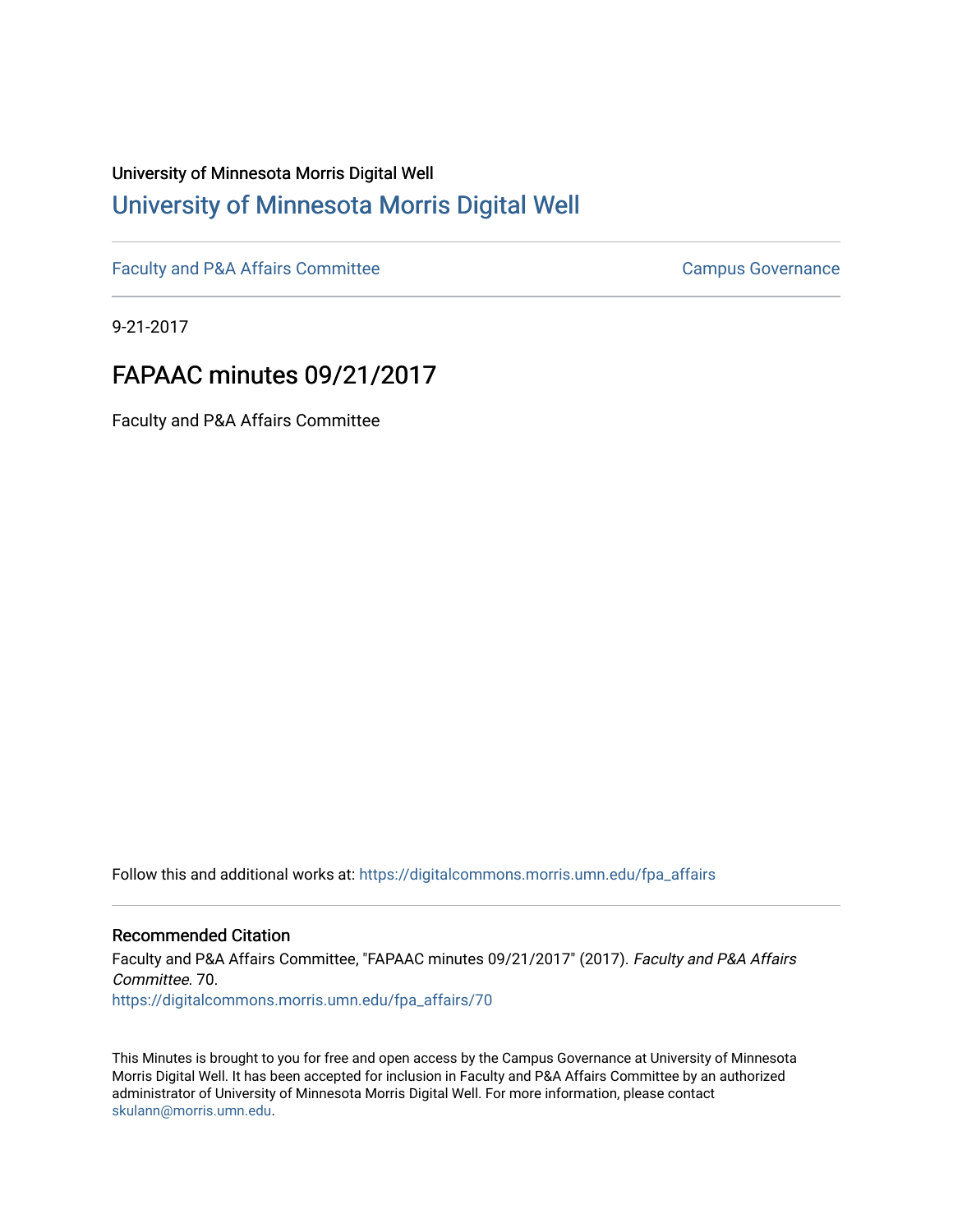University of Minnesota Morris Digital Well

## [University of Minnesota Morris Digital Well](https://digitalcommons.morris.umn.edu/)

[Faculty and P&A Affairs Committee](https://digitalcommons.morris.umn.edu/fpa_affairs) [Campus Governance](https://digitalcommons.morris.umn.edu/campus_gov)

9-21-2017

# FAPAAC minutes 09/21/2017

Faculty and P&A Affairs Committee

Follow this and additional works at: https://digitalcommons.morris.umn.edu/fpa_affairs

### Recommended Citation

Faculty and P&A Affairs Committee, "FAPAAC minutes 09/21/2017" (2017). *Faculty and P&A Affairs Committee*. 70.
https://digitalcommons.morris.umn.edu/fpa_affairs/70

This Minutes is brought to you for free and open access by the Campus Governance at University of Minnesota Morris Digital Well. It has been accepted for inclusion in Faculty and P&A Affairs Committee by an authorized administrator of University of Minnesota Morris Digital Well. For more information, please contact skulann@morris.umn.edu.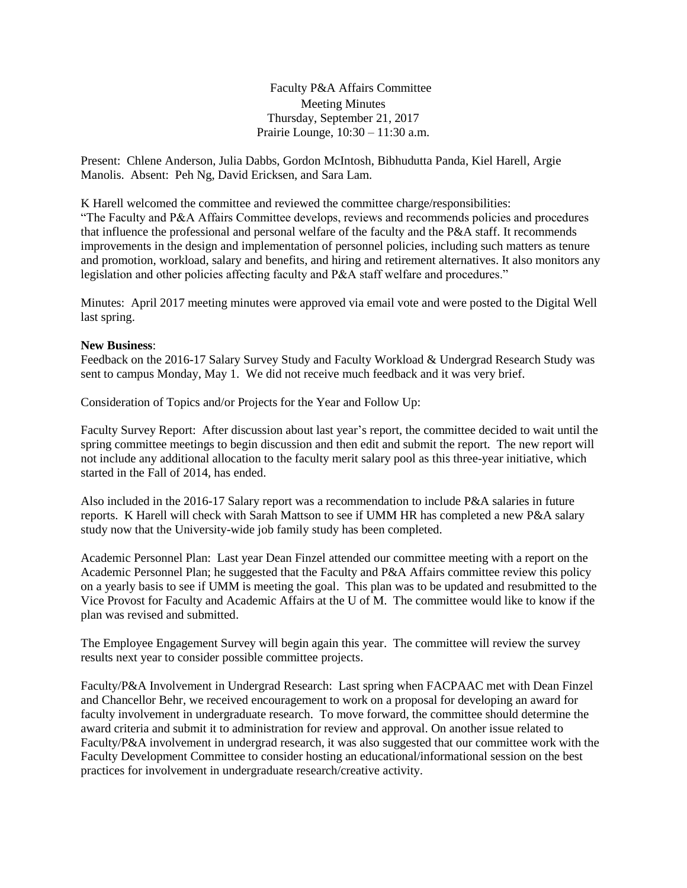Faculty P&A Affairs Committee
Meeting Minutes
Thursday, September 21, 2017
Prairie Lounge, 10:30 – 11:30 a.m.

Present: Chlene Anderson, Julia Dabbs, Gordon McIntosh, Bibhudutta Panda, Kiel Harell, Argie Manolis. Absent: Peh Ng, David Ericksen, and Sara Lam.

K Harell welcomed the committee and reviewed the committee charge/responsibilities:
"The Faculty and P&A Affairs Committee develops, reviews and recommends policies and procedures that influence the professional and personal welfare of the faculty and the P&A staff. It recommends improvements in the design and implementation of personnel policies, including such matters as tenure and promotion, workload, salary and benefits, and hiring and retirement alternatives. It also monitors any legislation and other policies affecting faculty and P&A staff welfare and procedures."

Minutes: April 2017 meeting minutes were approved via email vote and were posted to the Digital Well last spring.

**New Business**:
Feedback on the 2016-17 Salary Survey Study and Faculty Workload & Undergrad Research Study was sent to campus Monday, May 1. We did not receive much feedback and it was very brief.

Consideration of Topics and/or Projects for the Year and Follow Up:

Faculty Survey Report: After discussion about last year's report, the committee decided to wait until the spring committee meetings to begin discussion and then edit and submit the report. The new report will not include any additional allocation to the faculty merit salary pool as this three-year initiative, which started in the Fall of 2014, has ended.

Also included in the 2016-17 Salary report was a recommendation to include P&A salaries in future reports. K Harell will check with Sarah Mattson to see if UMM HR has completed a new P&A salary study now that the University-wide job family study has been completed.

Academic Personnel Plan: Last year Dean Finzel attended our committee meeting with a report on the Academic Personnel Plan; he suggested that the Faculty and P&A Affairs committee review this policy on a yearly basis to see if UMM is meeting the goal. This plan was to be updated and resubmitted to the Vice Provost for Faculty and Academic Affairs at the U of M. The committee would like to know if the plan was revised and submitted.

The Employee Engagement Survey will begin again this year. The committee will review the survey results next year to consider possible committee projects.

Faculty/P&A Involvement in Undergrad Research: Last spring when FACPAAC met with Dean Finzel and Chancellor Behr, we received encouragement to work on a proposal for developing an award for faculty involvement in undergraduate research. To move forward, the committee should determine the award criteria and submit it to administration for review and approval. On another issue related to Faculty/P&A involvement in undergrad research, it was also suggested that our committee work with the Faculty Development Committee to consider hosting an educational/informational session on the best practices for involvement in undergraduate research/creative activity.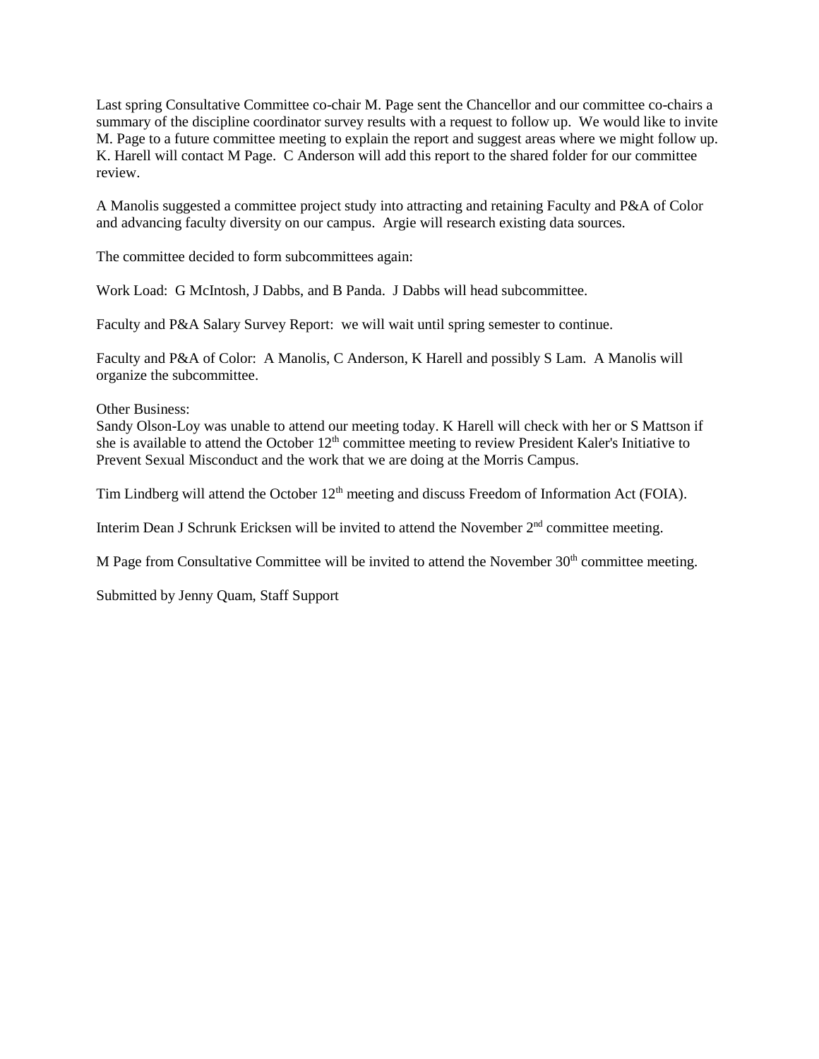Last spring Consultative Committee co-chair M. Page sent the Chancellor and our committee co-chairs a summary of the discipline coordinator survey results with a request to follow up. We would like to invite M. Page to a future committee meeting to explain the report and suggest areas where we might follow up. K. Harell will contact M Page. C Anderson will add this report to the shared folder for our committee review.

A Manolis suggested a committee project study into attracting and retaining Faculty and P&A of Color and advancing faculty diversity on our campus. Argie will research existing data sources.

The committee decided to form subcommittees again:

Work Load: G McIntosh, J Dabbs, and B Panda. J Dabbs will head subcommittee.

Faculty and P&A Salary Survey Report: we will wait until spring semester to continue.

Faculty and P&A of Color: A Manolis, C Anderson, K Harell and possibly S Lam. A Manolis will organize the subcommittee.

Other Business:
Sandy Olson-Loy was unable to attend our meeting today. K Harell will check with her or S Mattson if she is available to attend the October 12th committee meeting to review President Kaler's Initiative to Prevent Sexual Misconduct and the work that we are doing at the Morris Campus.

Tim Lindberg will attend the October 12th meeting and discuss Freedom of Information Act (FOIA).

Interim Dean J Schrunk Ericksen will be invited to attend the November 2nd committee meeting.

M Page from Consultative Committee will be invited to attend the November 30th committee meeting.

Submitted by Jenny Quam, Staff Support